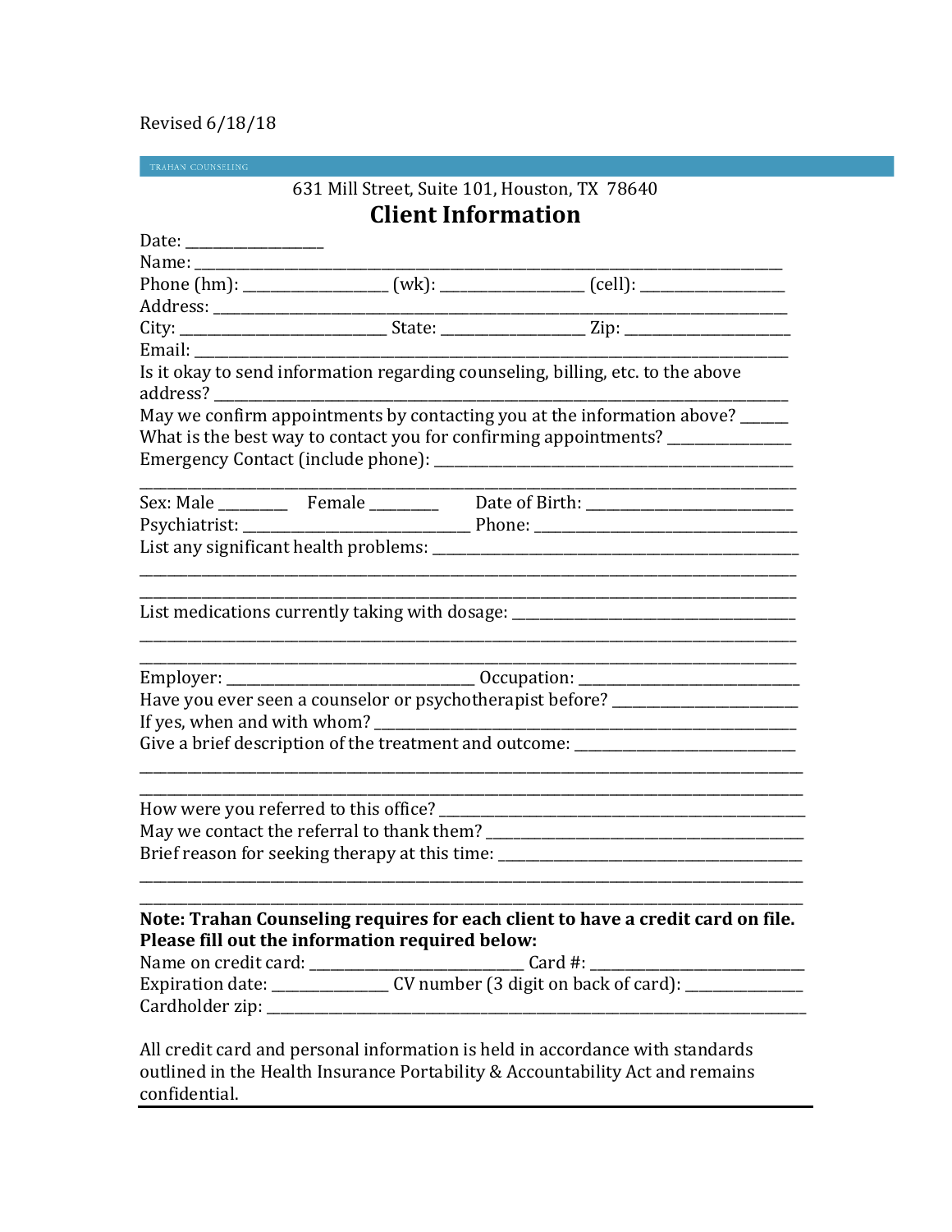Revised 6/18/18

TRAHAN COUNSELING

631 Mill Street, Suite 101, Houston, TX 78640

# Client Information

Date: ________________

Name: ________________________________________________________________________

Phone (hm): _________________ (wk): _________________ (cell): _________________

Address: ______________________________________________________________________

City: _________________________ State: _________________ Zip: ____________________

Email: ________________________________________________________________________

Is it okay to send information regarding counseling, billing, etc. to the above address? ______________________________________________________________________

May we confirm appointments by contacting you at the information above? _____

What is the best way to contact you for confirming appointments? _______________

Emergency Contact (include phone): ____________________________________________
_______________________________________________________________________________

Sex: Male ________ Female ________ Date of Birth: _________________________

Psychiatrist: ___________________________ Phone: _________________________________

List any significant health problems: ___________________________________________
_______________________________________________________________________________
_______________________________________________________________________________

List medications currently taking with dosage: _____________________________________
_______________________________________________________________________________
_______________________________________________________________________________

Employer: _______________________________ Occupation: ____________________________

Have you ever seen a counselor or psychotherapist before? _______________________

If yes, when and with whom? ____________________________________________________

Give a brief description of the treatment and outcome: ___________________________
_______________________________________________________________________________
_______________________________________________________________________________

How were you referred to this office? ____________________________________________

May we contact the referral to thank them? _______________________________________

Brief reason for seeking therapy at this time: ______________________________________
_______________________________________________________________________________
_______________________________________________________________________________

**Note: Trahan Counseling requires for each client to have a credit card on file. Please fill out the information required below:**

Name on credit card: __________________________ Card #: __________________________

Expiration date: ______________ CV number (3 digit on back of card): ______________

Cardholder zip: ________________________________________________________________

All credit card and personal information is held in accordance with standards outlined in the Health Insurance Portability & Accountability Act and remains confidential.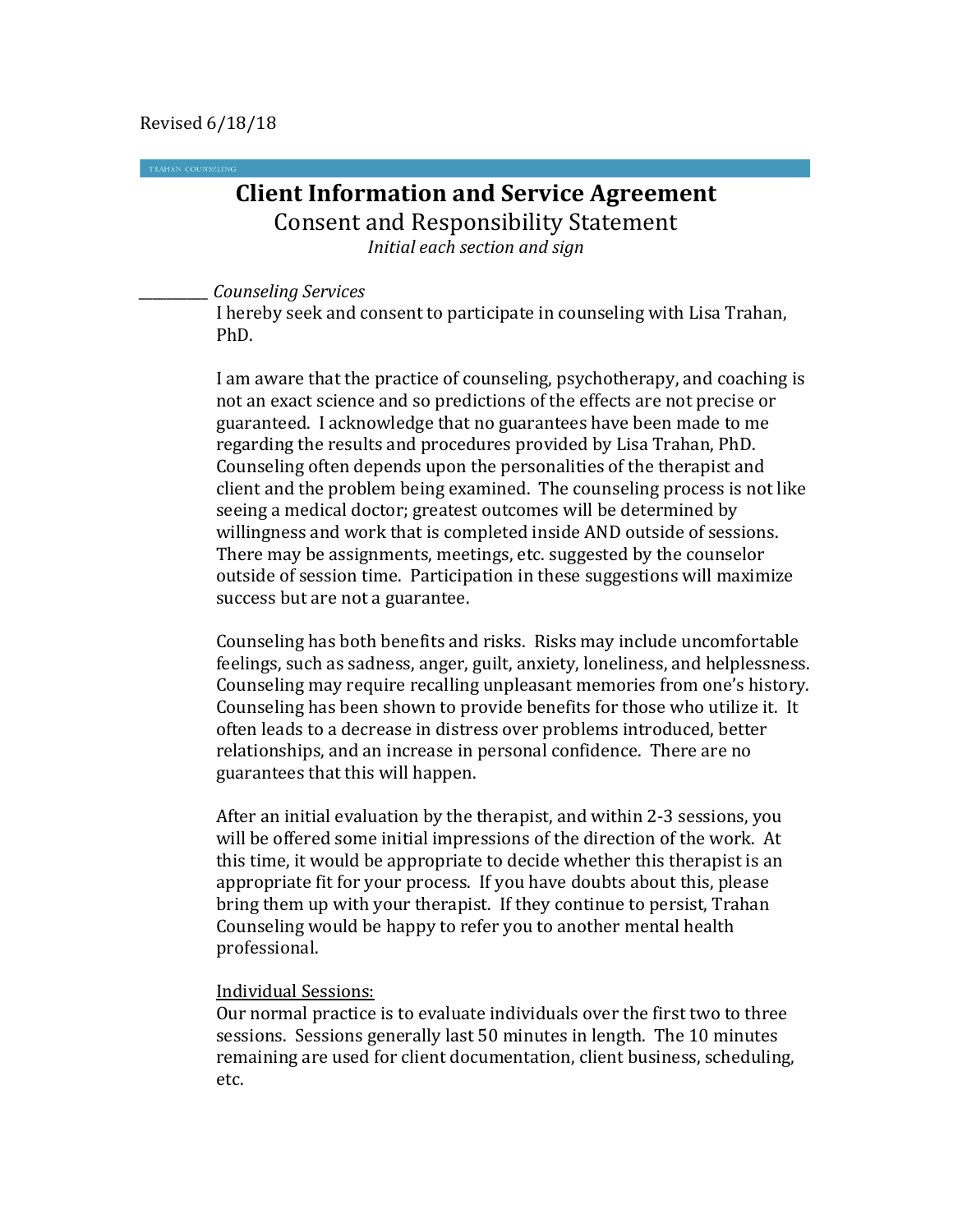Revised 6/18/18

TRAHAN COUNSELING

# Client Information and Service Agreement

## Consent and Responsibility Statement

*Initial each section and sign*

__________ *Counseling Services*

I hereby seek and consent to participate in counseling with Lisa Trahan, PhD.

I am aware that the practice of counseling, psychotherapy, and coaching is not an exact science and so predictions of the effects are not precise or guaranteed. I acknowledge that no guarantees have been made to me regarding the results and procedures provided by Lisa Trahan, PhD. Counseling often depends upon the personalities of the therapist and client and the problem being examined. The counseling process is not like seeing a medical doctor; greatest outcomes will be determined by willingness and work that is completed inside AND outside of sessions. There may be assignments, meetings, etc. suggested by the counselor outside of session time. Participation in these suggestions will maximize success but are not a guarantee.

Counseling has both benefits and risks. Risks may include uncomfortable feelings, such as sadness, anger, guilt, anxiety, loneliness, and helplessness. Counseling may require recalling unpleasant memories from one's history. Counseling has been shown to provide benefits for those who utilize it. It often leads to a decrease in distress over problems introduced, better relationships, and an increase in personal confidence. There are no guarantees that this will happen.

After an initial evaluation by the therapist, and within 2-3 sessions, you will be offered some initial impressions of the direction of the work. At this time, it would be appropriate to decide whether this therapist is an appropriate fit for your process. If you have doubts about this, please bring them up with your therapist. If they continue to persist, Trahan Counseling would be happy to refer you to another mental health professional.

<u>Individual Sessions:</u>

Our normal practice is to evaluate individuals over the first two to three sessions. Sessions generally last 50 minutes in length. The 10 minutes remaining are used for client documentation, client business, scheduling, etc.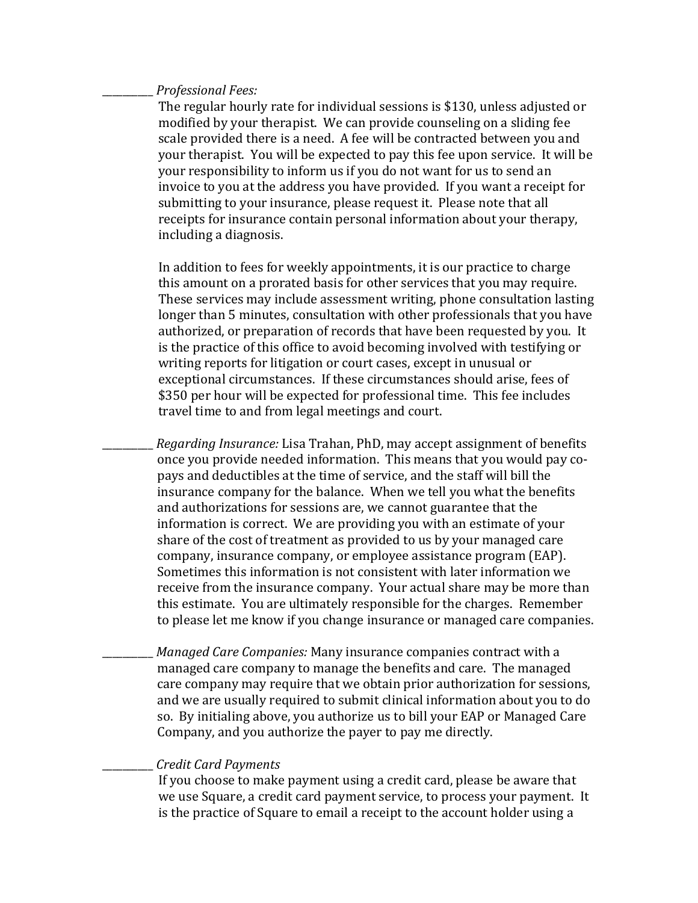__________ *Professional Fees:*

The regular hourly rate for individual sessions is $130, unless adjusted or modified by your therapist. We can provide counseling on a sliding fee scale provided there is a need. A fee will be contracted between you and your therapist. You will be expected to pay this fee upon service. It will be your responsibility to inform us if you do not want for us to send an invoice to you at the address you have provided. If you want a receipt for submitting to your insurance, please request it. Please note that all receipts for insurance contain personal information about your therapy, including a diagnosis.

In addition to fees for weekly appointments, it is our practice to charge this amount on a prorated basis for other services that you may require. These services may include assessment writing, phone consultation lasting longer than 5 minutes, consultation with other professionals that you have authorized, or preparation of records that have been requested by you. It is the practice of this office to avoid becoming involved with testifying or writing reports for litigation or court cases, except in unusual or exceptional circumstances. If these circumstances should arise, fees of $350 per hour will be expected for professional time. This fee includes travel time to and from legal meetings and court.

__________ *Regarding Insurance:* Lisa Trahan, PhD, may accept assignment of benefits once you provide needed information. This means that you would pay co-pays and deductibles at the time of service, and the staff will bill the insurance company for the balance. When we tell you what the benefits and authorizations for sessions are, we cannot guarantee that the information is correct. We are providing you with an estimate of your share of the cost of treatment as provided to us by your managed care company, insurance company, or employee assistance program (EAP). Sometimes this information is not consistent with later information we receive from the insurance company. Your actual share may be more than this estimate. You are ultimately responsible for the charges. Remember to please let me know if you change insurance or managed care companies.

__________ *Managed Care Companies:* Many insurance companies contract with a managed care company to manage the benefits and care. The managed care company may require that we obtain prior authorization for sessions, and we are usually required to submit clinical information about you to do so. By initialing above, you authorize us to bill your EAP or Managed Care Company, and you authorize the payer to pay me directly.

__________ *Credit Card Payments*

If you choose to make payment using a credit card, please be aware that we use Square, a credit card payment service, to process your payment. It is the practice of Square to email a receipt to the account holder using a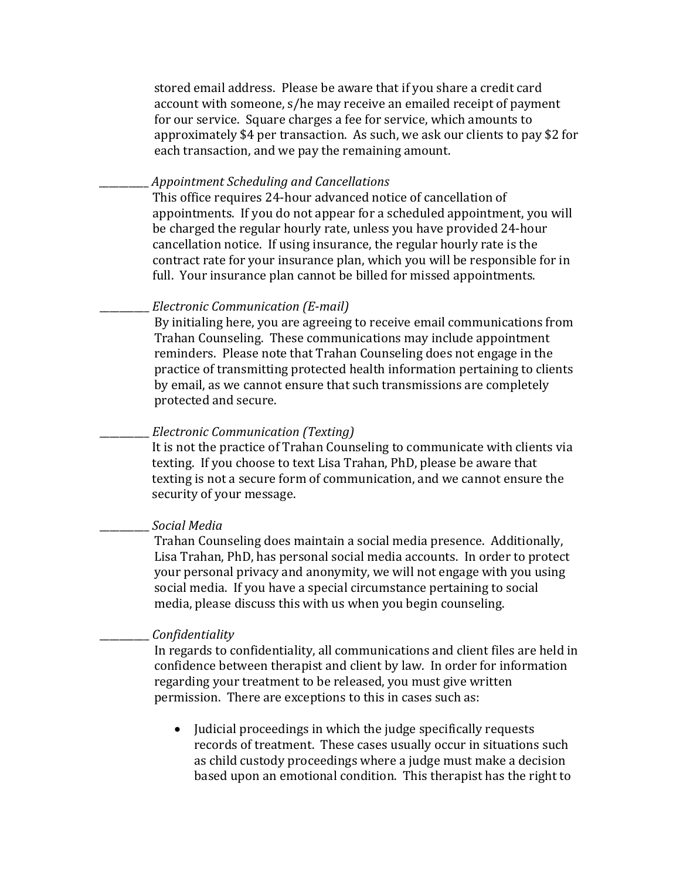stored email address. Please be aware that if you share a credit card account with someone, s/he may receive an emailed receipt of payment for our service. Square charges a fee for service, which amounts to approximately $4 per transaction. As such, we ask our clients to pay $2 for each transaction, and we pay the remaining amount.

__________ *Appointment Scheduling and Cancellations*

This office requires 24-hour advanced notice of cancellation of appointments. If you do not appear for a scheduled appointment, you will be charged the regular hourly rate, unless you have provided 24-hour cancellation notice. If using insurance, the regular hourly rate is the contract rate for your insurance plan, which you will be responsible for in full. Your insurance plan cannot be billed for missed appointments.

__________ *Electronic Communication (E-mail)*

By initialing here, you are agreeing to receive email communications from Trahan Counseling. These communications may include appointment reminders. Please note that Trahan Counseling does not engage in the practice of transmitting protected health information pertaining to clients by email, as we cannot ensure that such transmissions are completely protected and secure.

__________ *Electronic Communication (Texting)*

It is not the practice of Trahan Counseling to communicate with clients via texting. If you choose to text Lisa Trahan, PhD, please be aware that texting is not a secure form of communication, and we cannot ensure the security of your message.

__________ *Social Media*

Trahan Counseling does maintain a social media presence. Additionally, Lisa Trahan, PhD, has personal social media accounts. In order to protect your personal privacy and anonymity, we will not engage with you using social media. If you have a special circumstance pertaining to social media, please discuss this with us when you begin counseling.

__________ *Confidentiality*

In regards to confidentiality, all communications and client files are held in confidence between therapist and client by law. In order for information regarding your treatment to be released, you must give written permission. There are exceptions to this in cases such as:

- Judicial proceedings in which the judge specifically requests records of treatment. These cases usually occur in situations such as child custody proceedings where a judge must make a decision based upon an emotional condition. This therapist has the right to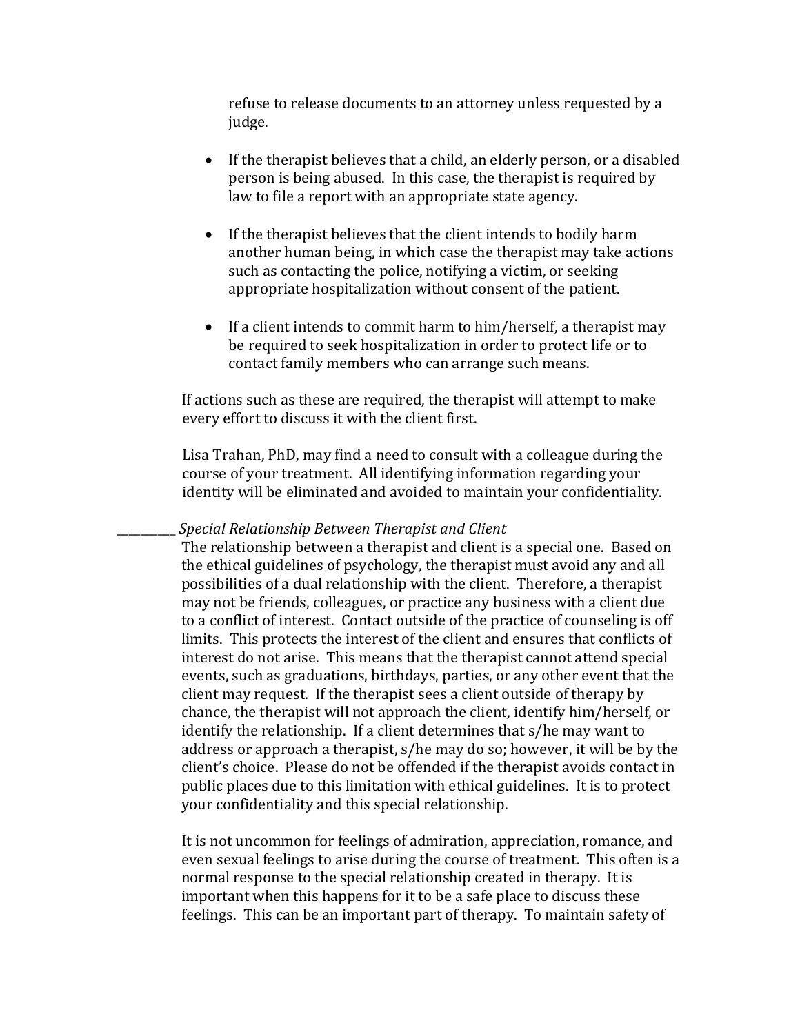refuse to release documents to an attorney unless requested by a judge.

- If the therapist believes that a child, an elderly person, or a disabled person is being abused. In this case, the therapist is required by law to file a report with an appropriate state agency.

- If the therapist believes that the client intends to bodily harm another human being, in which case the therapist may take actions such as contacting the police, notifying a victim, or seeking appropriate hospitalization without consent of the patient.

- If a client intends to commit harm to him/herself, a therapist may be required to seek hospitalization in order to protect life or to contact family members who can arrange such means.

If actions such as these are required, the therapist will attempt to make every effort to discuss it with the client first.

Lisa Trahan, PhD, may find a need to consult with a colleague during the course of your treatment. All identifying information regarding your identity will be eliminated and avoided to maintain your confidentiality.

__________ *Special Relationship Between Therapist and Client*

The relationship between a therapist and client is a special one. Based on the ethical guidelines of psychology, the therapist must avoid any and all possibilities of a dual relationship with the client. Therefore, a therapist may not be friends, colleagues, or practice any business with a client due to a conflict of interest. Contact outside of the practice of counseling is off limits. This protects the interest of the client and ensures that conflicts of interest do not arise. This means that the therapist cannot attend special events, such as graduations, birthdays, parties, or any other event that the client may request. If the therapist sees a client outside of therapy by chance, the therapist will not approach the client, identify him/herself, or identify the relationship. If a client determines that s/he may want to address or approach a therapist, s/he may do so; however, it will be by the client's choice. Please do not be offended if the therapist avoids contact in public places due to this limitation with ethical guidelines. It is to protect your confidentiality and this special relationship.

It is not uncommon for feelings of admiration, appreciation, romance, and even sexual feelings to arise during the course of treatment. This often is a normal response to the special relationship created in therapy. It is important when this happens for it to be a safe place to discuss these feelings. This can be an important part of therapy. To maintain safety of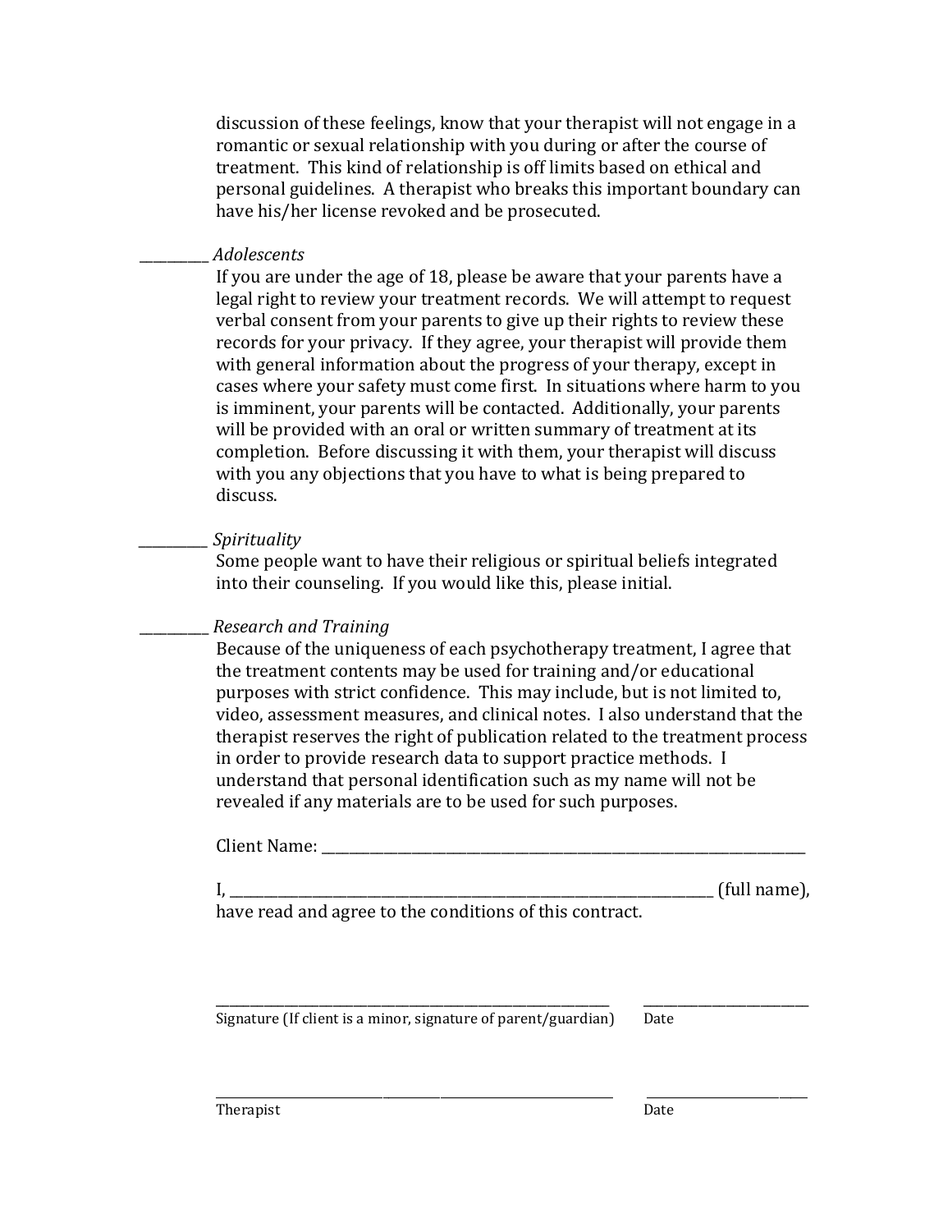discussion of these feelings, know that your therapist will not engage in a romantic or sexual relationship with you during or after the course of treatment. This kind of relationship is off limits based on ethical and personal guidelines. A therapist who breaks this important boundary can have his/her license revoked and be prosecuted.

__________ *Adolescents*

If you are under the age of 18, please be aware that your parents have a legal right to review your treatment records. We will attempt to request verbal consent from your parents to give up their rights to review these records for your privacy. If they agree, your therapist will provide them with general information about the progress of your therapy, except in cases where your safety must come first. In situations where harm to you is imminent, your parents will be contacted. Additionally, your parents will be provided with an oral or written summary of treatment at its completion. Before discussing it with them, your therapist will discuss with you any objections that you have to what is being prepared to discuss.

__________ *Spirituality*

Some people want to have their religious or spiritual beliefs integrated into their counseling. If you would like this, please initial.

__________ *Research and Training*

Because of the uniqueness of each psychotherapy treatment, I agree that the treatment contents may be used for training and/or educational purposes with strict confidence. This may include, but is not limited to, video, assessment measures, and clinical notes. I also understand that the therapist reserves the right of publication related to the treatment process in order to provide research data to support practice methods. I understand that personal identification such as my name will not be revealed if any materials are to be used for such purposes.

Client Name: ______________________________________________

I, ______________________________________________ (full name), have read and agree to the conditions of this contract.

______________________________________________ ____________________
Signature (If client is a minor, signature of parent/guardian) Date

______________________________________________ ____________________
Therapist Date